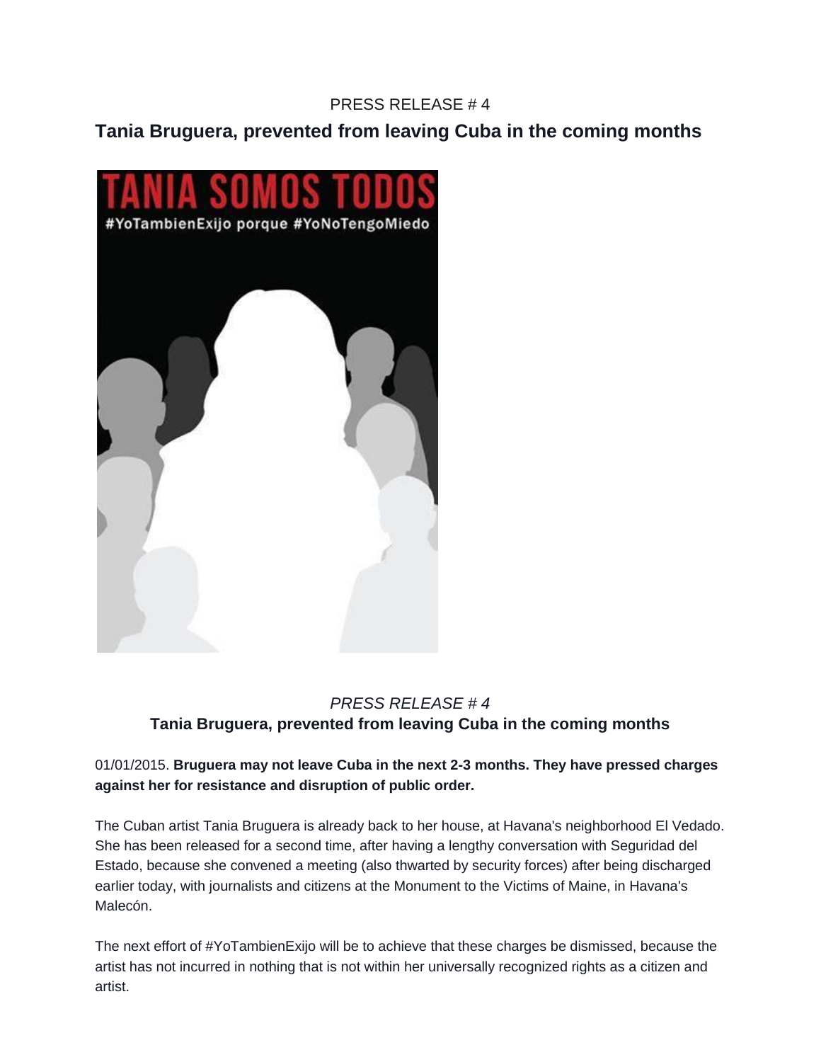PRESS RELEASE # 4

# Tania Bruguera, prevented from leaving Cuba in the coming months

*PRESS RELEASE # 4*

**Tania Bruguera, prevented from leaving Cuba in the coming months**

01/01/2015. **Bruguera may not leave Cuba in the next 2-3 months. They have pressed charges against her for resistance and disruption of public order.**

The Cuban artist Tania Bruguera is already back to her house, at Havana's neighborhood El Vedado. She has been released for a second time, after having a lengthy conversation with Seguridad del Estado, because she convened a meeting (also thwarted by security forces) after being discharged earlier today, with journalists and citizens at the Monument to the Victims of Maine, in Havana's Malecón.

The next effort of #YoTambienExijo will be to achieve that these charges be dismissed, because the artist has not incurred in nothing that is not within her universally recognized rights as a citizen and artist.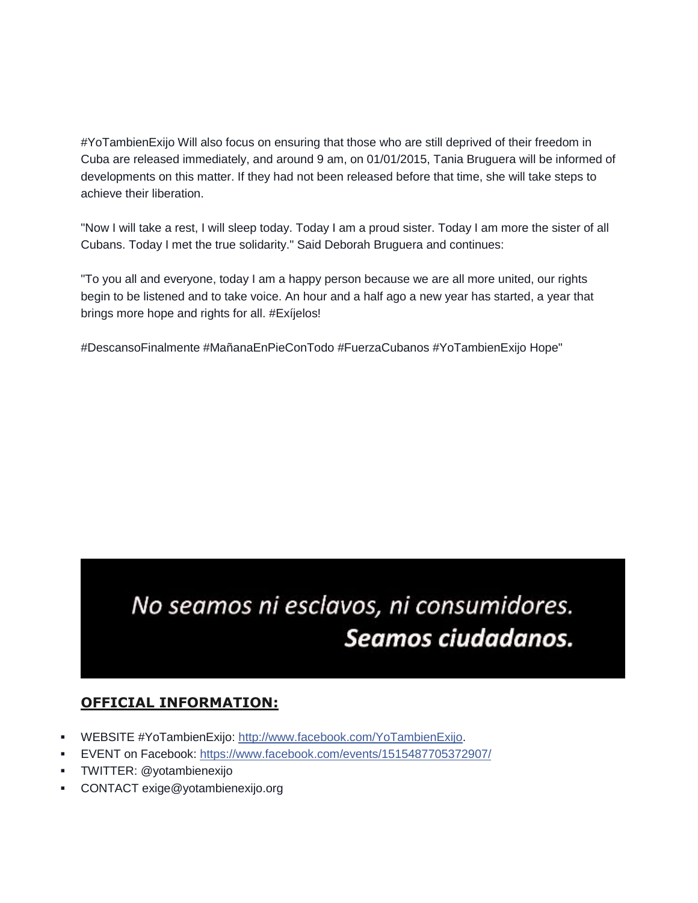#YoTambienExijo Will also focus on ensuring that those who are still deprived of their freedom in Cuba are released immediately, and around 9 am, on 01/01/2015, Tania Bruguera will be informed of developments on this matter. If they had not been released before that time, she will take steps to achieve their liberation.

"Now I will take a rest, I will sleep today. Today I am a proud sister. Today I am more the sister of all Cubans. Today I met the true solidarity." Said Deborah Bruguera and continues:

"To you all and everyone, today I am a happy person because we are all more united, our rights begin to be listened and to take voice. An hour and a half ago a new year has started, a year that brings more hope and rights for all. #Exíjelos!

#DescansoFinalmente #MañanaEnPieConTodo #FuerzaCubanos #YoTambienExijo Hope"

*No seamos ni esclavos, ni consumidores.*
***Seamos ciudadanos.***

## OFFICIAL INFORMATION:

- WEBSITE #YoTambienExijo: [http://www.facebook.com/YoTambienExijo](http://www.facebook.com/YoTambienExijo).
- EVENT on Facebook: [https://www.facebook.com/events/1515487705372907/](https://www.facebook.com/events/1515487705372907/)
- TWITTER: @yotambienexijo
- CONTACT exige@yotambienexijo.org